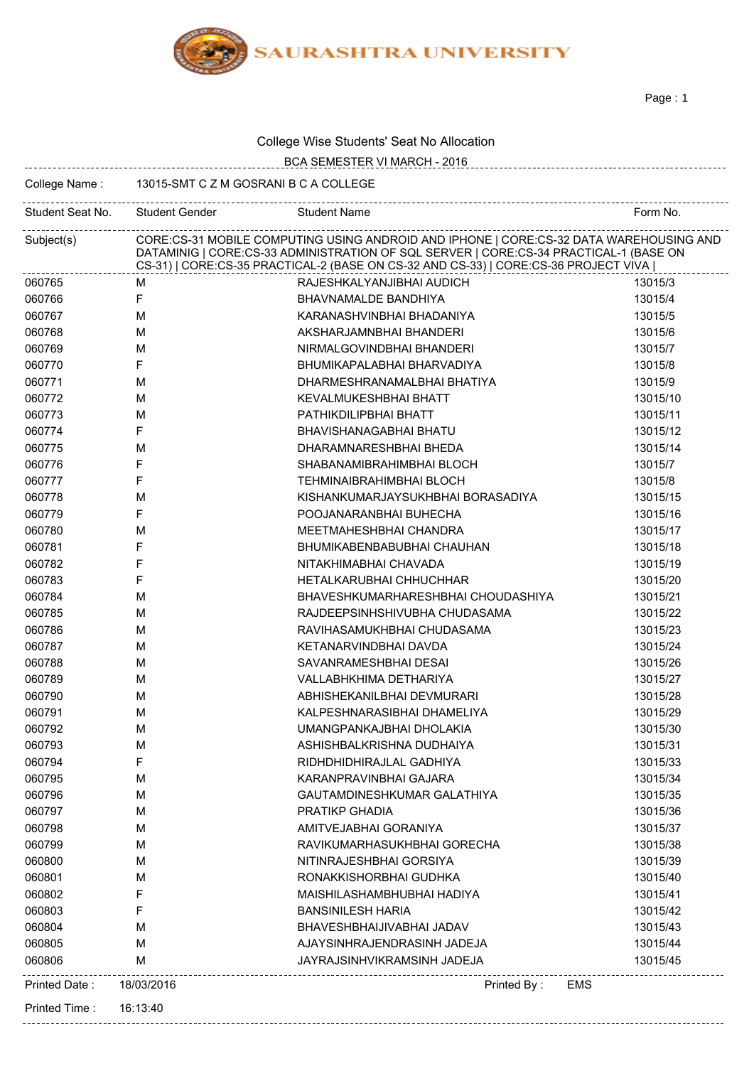# SAURASHTRA UNIVERSITY

College Wise Students' Seat No Allocation

BCA SEMESTER VI MARCH - 2016

College Name : 13015-SMT C Z M GOSRANI B C A COLLEGE

Subject(s): CORE:CS-31 MOBILE COMPUTING USING ANDROID AND IPHONE | CORE:CS-32 DATA WAREHOUSING AND DATAMINIG | CORE:CS-33 ADMINISTRATION OF SQL SERVER | CORE:CS-34 PRACTICAL-1 (BASE ON CS-31) | CORE:CS-35 PRACTICAL-2 (BASE ON CS-32 AND CS-33) | CORE:CS-36 PROJECT VIVA |

| Student Seat No. | Student Gender | Student Name | Form No. |
|---|---|---|---|
| 060765 | M | RAJESHKALYANJIBHAI AUDICH | 13015/3 |
| 060766 | F | BHAVNAMALDE BANDHIYA | 13015/4 |
| 060767 | M | KARANASHVINBHAI BHADANIYA | 13015/5 |
| 060768 | M | AKSHARJAMNBHAI BHANDERI | 13015/6 |
| 060769 | M | NIRMALGOVINDBHAI BHANDERI | 13015/7 |
| 060770 | F | BHUMIKAPALABHAI BHARVADIYA | 13015/8 |
| 060771 | M | DHARMESHRANAMALBHAI BHATIYA | 13015/9 |
| 060772 | M | KEVALMUKESHBHAI BHATT | 13015/10 |
| 060773 | M | PATHIKDILIPBHAI BHATT | 13015/11 |
| 060774 | F | BHAVISHANAGABHAI BHATU | 13015/12 |
| 060775 | M | DHARAMNARESHBHAI BHEDA | 13015/14 |
| 060776 | F | SHABANAMIBRAHIMBHAI BLOCH | 13015/7 |
| 060777 | F | TEHMINAIBRAHIMBHAI BLOCH | 13015/8 |
| 060778 | M | KISHANKUMARJAYSUKHBHAI BORASADIYA | 13015/15 |
| 060779 | F | POOJANARANBHAI BUHECHA | 13015/16 |
| 060780 | M | MEETMAHESHBHAI CHANDRA | 13015/17 |
| 060781 | F | BHUMIKABENBABUBHAI CHAUHAN | 13015/18 |
| 060782 | F | NITAKHIMABHAI CHAVADA | 13015/19 |
| 060783 | F | HETALKARUBHAI CHHUCHHAR | 13015/20 |
| 060784 | M | BHAVESHKUMARHARESHBHAI CHOUDASHIYA | 13015/21 |
| 060785 | M | RAJDEEPSINHSHIVUBHA CHUDASAMA | 13015/22 |
| 060786 | M | RAVIHASAMUKHBHAI CHUDASAMA | 13015/23 |
| 060787 | M | KETANARVINDBHAI DAVDA | 13015/24 |
| 060788 | M | SAVANRAMESHBHAI DESAI | 13015/26 |
| 060789 | M | VALLABHKHIMA DETHARIYA | 13015/27 |
| 060790 | M | ABHISHEKANILBHAI DEVMURARI | 13015/28 |
| 060791 | M | KALPESHNARASIBHAI DHAMELIYA | 13015/29 |
| 060792 | M | UMANGPANKAJBHAI DHOLAKIA | 13015/30 |
| 060793 | M | ASHISHBALKRISHNA DUDHAIYA | 13015/31 |
| 060794 | F | RIDHDHIDHIRAJLAL GADHIYA | 13015/33 |
| 060795 | M | KARANPRAVINBHAI GAJARA | 13015/34 |
| 060796 | M | GAUTAMDINESHKUMAR GALATHIYA | 13015/35 |
| 060797 | M | PRATIKP GHADIA | 13015/36 |
| 060798 | M | AMITVEJABHAI GORANIYA | 13015/37 |
| 060799 | M | RAVIKUMARHASUKHBHAI GORECHA | 13015/38 |
| 060800 | M | NITINRAJESHBHAI GORSIYA | 13015/39 |
| 060801 | M | RONAKKISHORBHAI GUDHKA | 13015/40 |
| 060802 | F | MAISHILASHAMBHUBHAI HADIYA | 13015/41 |
| 060803 | F | BANSINILESH HARIA | 13015/42 |
| 060804 | M | BHAVESHBHAIJIVABHAI JADAV | 13015/43 |
| 060805 | M | AJAYSINHRAJENDRASINH JADEJA | 13015/44 |
| 060806 | M | JAYRAJSINHVIKRAMSINH JADEJA | 13015/45 |

Printed Date : 18/03/2016 Printed By : EMS

Printed Time : 16:13:40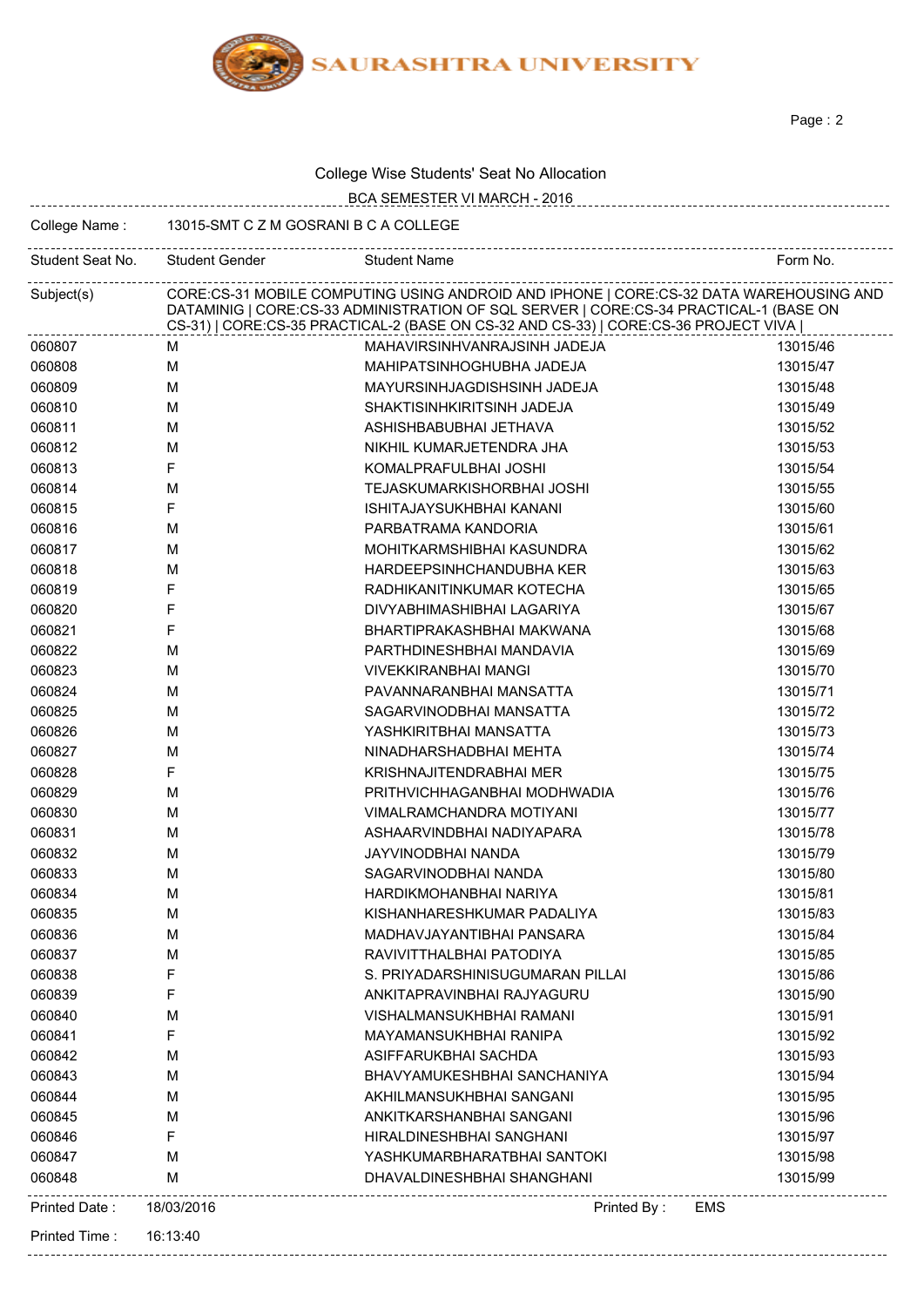SAURASHTRA UNIVERSITY

College Wise Students' Seat No Allocation

BCA SEMESTER VI MARCH - 2016

College Name : 13015-SMT C Z M GOSRANI B C A COLLEGE

Subject(s): CORE:CS-31 MOBILE COMPUTING USING ANDROID AND IPHONE | CORE:CS-32 DATA WAREHOUSING AND DATAMINIG | CORE:CS-33 ADMINISTRATION OF SQL SERVER | CORE:CS-34 PRACTICAL-1 (BASE ON CS-31) | CORE:CS-35 PRACTICAL-2 (BASE ON CS-32 AND CS-33) | CORE:CS-36 PROJECT VIVA |

| Student Seat No. | Student Gender | Student Name | Form No. |
|---|---|---|---|
| 060807 | M | MAHAVIRSINHVANRAJSINH JADEJA | 13015/46 |
| 060808 | M | MAHIPATSINHOGHUBHA JADEJA | 13015/47 |
| 060809 | M | MAYURSINHJAGDISHSINH JADEJA | 13015/48 |
| 060810 | M | SHAKTISINHKIRITSINH JADEJA | 13015/49 |
| 060811 | M | ASHISHBABUBHAI JETHAVA | 13015/52 |
| 060812 | M | NIKHIL KUMARJETENDRA JHA | 13015/53 |
| 060813 | F | KOMALPRAFULBHAI JOSHI | 13015/54 |
| 060814 | M | TEJASKUMARKISHORBHAI JOSHI | 13015/55 |
| 060815 | F | ISHITAJAYSUKHBHAI KANANI | 13015/60 |
| 060816 | M | PARBATRAMA KANDORIA | 13015/61 |
| 060817 | M | MOHITKARMSHIBHAI KASUNDRA | 13015/62 |
| 060818 | M | HARDEEPSINHCHANDUBHA KER | 13015/63 |
| 060819 | F | RADHIKANITINKUMAR KOTECHA | 13015/65 |
| 060820 | F | DIVYABHIMASHIBHAI LAGARIYA | 13015/67 |
| 060821 | F | BHARTIPRAKASHBHAI MAKWANA | 13015/68 |
| 060822 | M | PARTHDINESHBHAI MANDAVIA | 13015/69 |
| 060823 | M | VIVEKKIRANBHAI MANGI | 13015/70 |
| 060824 | M | PAVANNARANBHAI MANSATTA | 13015/71 |
| 060825 | M | SAGARVINODBHAI MANSATTA | 13015/72 |
| 060826 | M | YASHKIRITBHAI MANSATTA | 13015/73 |
| 060827 | M | NINADHARSHADBHAI MEHTA | 13015/74 |
| 060828 | F | KRISHNAJITENDRABHAI MER | 13015/75 |
| 060829 | M | PRITHVICHHAGANBHAI MODHWADIA | 13015/76 |
| 060830 | M | VIMALRAMCHANDRA MOTIYANI | 13015/77 |
| 060831 | M | ASHAARVINDBHAI NADIYAPARA | 13015/78 |
| 060832 | M | JAYVINODBHAI NANDA | 13015/79 |
| 060833 | M | SAGARVINODBHAI NANDA | 13015/80 |
| 060834 | M | HARDIKMOHANBHAI NARIYA | 13015/81 |
| 060835 | M | KISHANHARESHKUMAR PADALIYA | 13015/83 |
| 060836 | M | MADHAVJAYANTIBHAI PANSARA | 13015/84 |
| 060837 | M | RAVIVITTHALBHAI PATODIYA | 13015/85 |
| 060838 | F | S. PRIYADARSHINISUGUMARAN PILLAI | 13015/86 |
| 060839 | F | ANKITAPRAVINBHAI RAJYAGURU | 13015/90 |
| 060840 | M | VISHALMANSUKHBHAI RAMANI | 13015/91 |
| 060841 | F | MAYAMANSUKHBHAI RANIPA | 13015/92 |
| 060842 | M | ASIFFARUKBHAI SACHDA | 13015/93 |
| 060843 | M | BHAVYAMUKESHBHAI SANCHANIYA | 13015/94 |
| 060844 | M | AKHILMANSUKHBHAI SANGANI | 13015/95 |
| 060845 | M | ANKITKARSHANBHAI SANGANI | 13015/96 |
| 060846 | F | HIRALDINESHBHAI SANGHANI | 13015/97 |
| 060847 | M | YASHKUMARBHARATBHAI SANTOKI | 13015/98 |
| 060848 | M | DHAVALDINESHBHAI SHANGHANI | 13015/99 |

Printed Date : 18/03/2016 Printed By : EMS

Printed Time : 16:13:40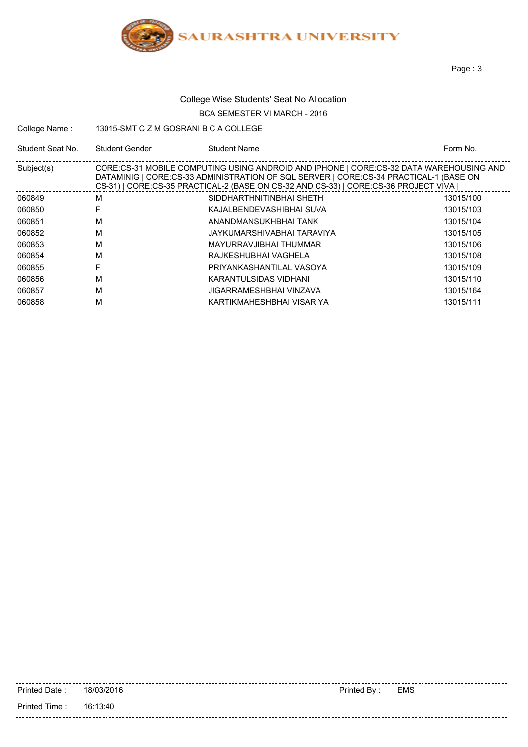SAURASHTRA UNIVERSITY

College Wise Students' Seat No Allocation

BCA SEMESTER VI MARCH - 2016

College Name : 13015-SMT C Z M GOSRANI B C A COLLEGE

| Student Seat No. | Student Gender | Student Name | Form No. |
|---|---|---|---|
| Subject(s) | CORE:CS-31 MOBILE COMPUTING USING ANDROID AND IPHONE \| CORE:CS-32 DATA WAREHOUSING AND DATAMINIG \| CORE:CS-33 ADMINISTRATION OF SQL SERVER \| CORE:CS-34 PRACTICAL-1 (BASE ON CS-31) \| CORE:CS-35 PRACTICAL-2 (BASE ON CS-32 AND CS-33) \| CORE:CS-36 PROJECT VIVA \| | | |
| 060849 | M | SIDDHARTHNITINBHAI SHETH | 13015/100 |
| 060850 | F | KAJALBENDEVASHIBHAI SUVA | 13015/103 |
| 060851 | M | ANANDMANSUKHBHAI TANK | 13015/104 |
| 060852 | M | JAYKUMARSHIVABHAI TARAVIYA | 13015/105 |
| 060853 | M | MAYURRAVJIBHAI THUMMAR | 13015/106 |
| 060854 | M | RAJKESHUBHAI VAGHELA | 13015/108 |
| 060855 | F | PRIYANKASHANTILAL VASOYA | 13015/109 |
| 060856 | M | KARANTULSIDAS VIDHANI | 13015/110 |
| 060857 | M | JIGARRAMESHBHAI VINZAVA | 13015/164 |
| 060858 | M | KARTIKMAHESHBHAI VISARIYA | 13015/111 |

Printed Date : 18/03/2016    Printed By : EMS

Printed Time : 16:13:40